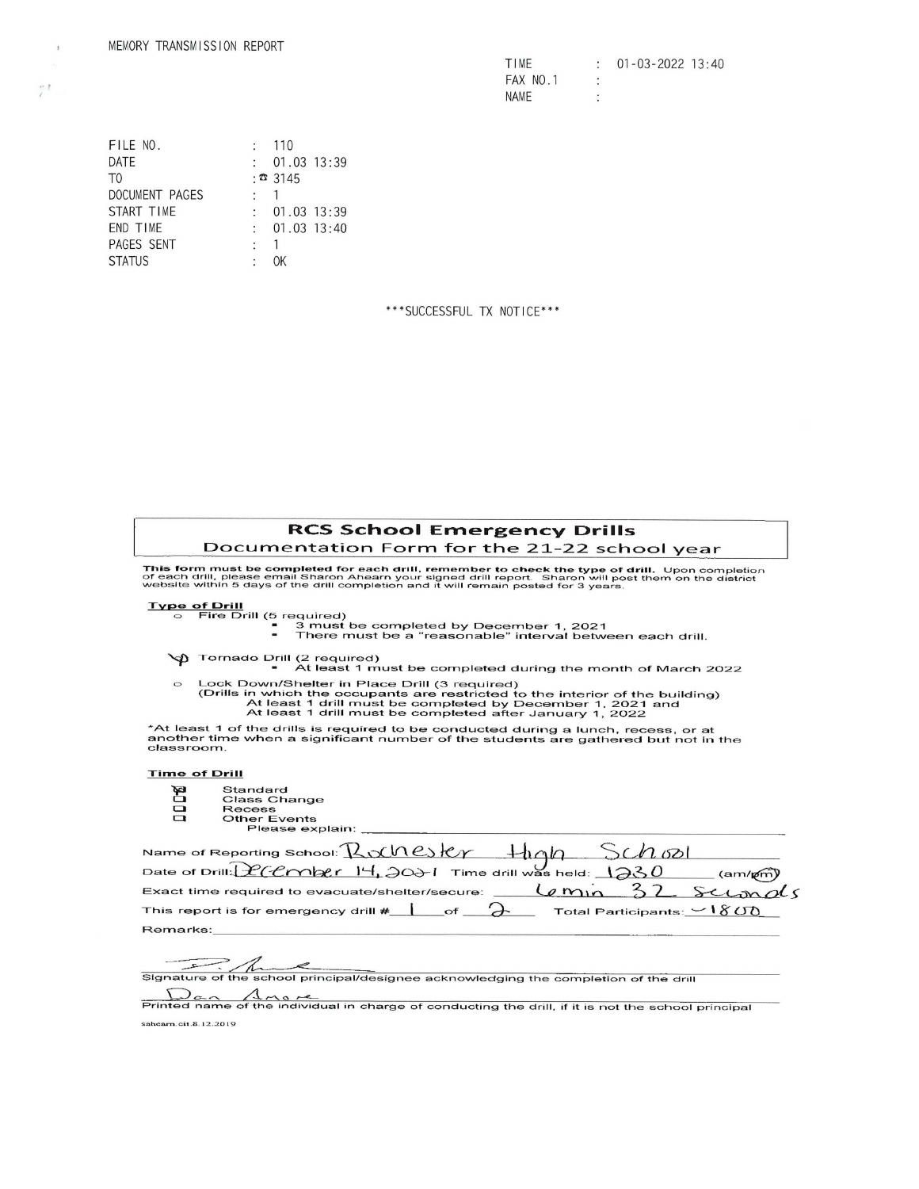MEMORY TRANSMISSION REPORT

TIME : 01-03-2022 13:40
FAX NO.1 :
NAME :

| | |
|---|---|
| FILE NO. | : 110 |
| DATE | : 01.03 13:39 |
| TO | : ☎ 3145 |
| DOCUMENT PAGES | : 1 |
| START TIME | : 01.03 13:39 |
| END TIME | : 01.03 13:40 |
| PAGES SENT | : 1 |
| STATUS | : OK |

***SUCCESSFUL TX NOTICE***

## RCS School Emergency Drills

### Documentation Form for the 21-22 school year

**This form must be completed for each drill, remember to check the type of drill.** Upon completion of each drill, please email Sharon Ahearn your signed drill report. Sharon will post them on the district website within 5 days of the drill completion and it will remain posted for 3 years.

**Type of Drill**

- ○ Fire Drill (5 required)
  - 3 must be completed by December 1, 2021
  - There must be a "reasonable" interval between each drill.
- ✓ Tornado Drill (2 required)
  - At least 1 must be completed during the month of March 2022
- ○ Lock Down/Shelter in Place Drill (3 required)
  (Drills in which the occupants are restricted to the interior of the building)
  At least 1 drill must be completed by December 1, 2021 and
  At least 1 drill must be completed after January 1, 2022

*At least 1 of the drills is required to be conducted during a lunch, recess, or at another time when a significant number of the students are gathered but not in the classroom.

**Time of Drill**

- ☒ Standard
- ☐ Class Change
- ☐ Recess
- ☐ Other Events
  Please explain: ____________

Name of Reporting School: Rochester High School

Date of Drill: December 14, 2021 Time drill was held: 1230 (am/pm)

Exact time required to evacuate/shelter/secure: 6 min 32 seconds

This report is for emergency drill # 1 of 2 Total Participants: ~1800

Remarks: ____________

[Signature]

Signature of the school principal/designee acknowledging the completion of the drill

Dan Amore

Printed name of the individual in charge of conducting the drill, if it is not the school principal

sahearn.cit.8.12.2019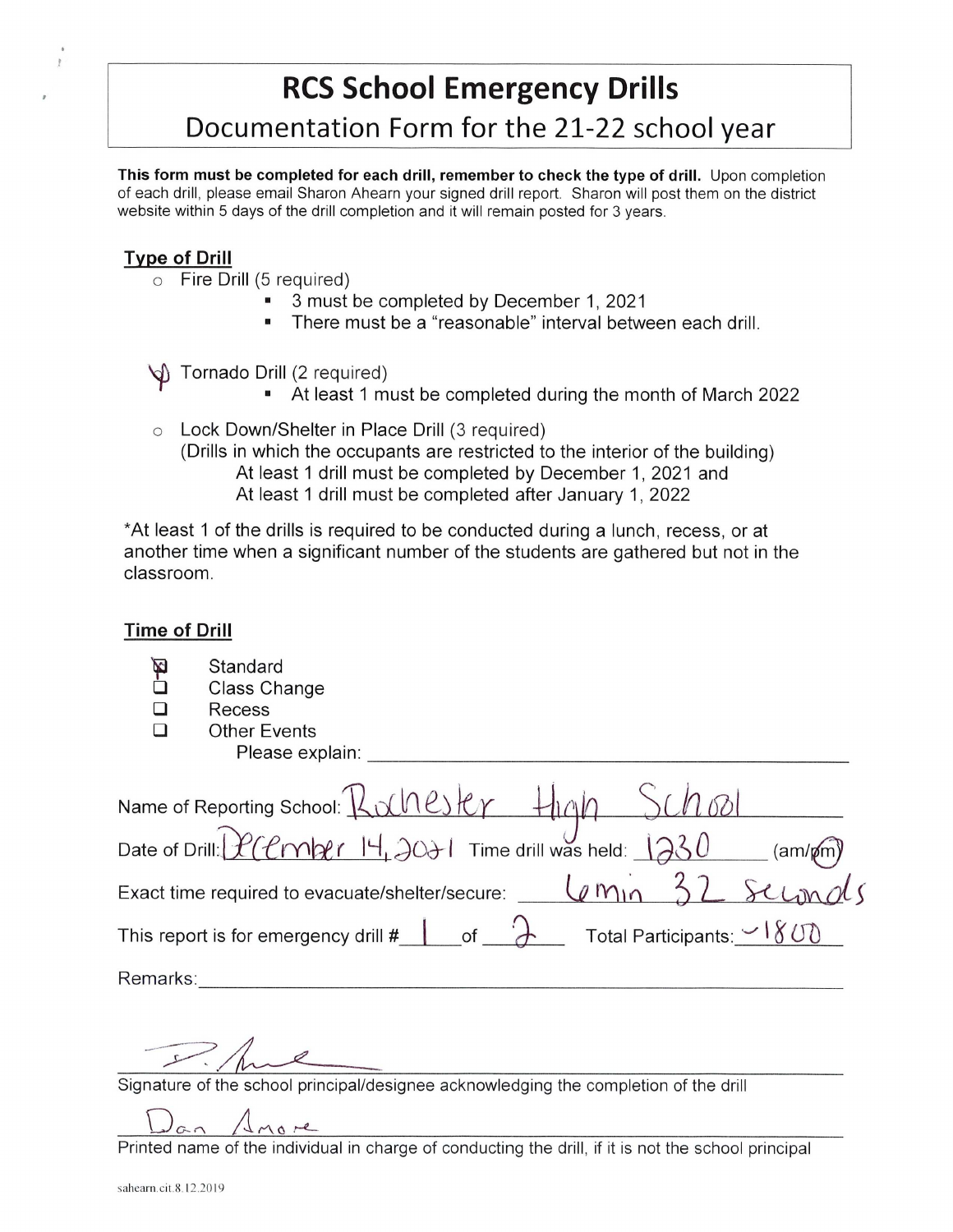# RCS School Emergency Drills

## Documentation Form for the 21-22 school year

**This form must be completed for each drill, remember to check the type of drill.** Upon completion of each drill, please email Sharon Ahearn your signed drill report. Sharon will post them on the district website within 5 days of the drill completion and it will remain posted for 3 years.

### Type of Drill

- ○ Fire Drill (5 required)
  - 3 must be completed by December 1, 2021
  - There must be a "reasonable" interval between each drill.
- ☒ Tornado Drill (2 required)
  - At least 1 must be completed during the month of March 2022
- ○ Lock Down/Shelter in Place Drill (3 required)
  (Drills in which the occupants are restricted to the interior of the building)
  At least 1 drill must be completed by December 1, 2021 and
  At least 1 drill must be completed after January 1, 2022

*At least 1 of the drills is required to be conducted during a lunch, recess, or at another time when a significant number of the students are gathered but not in the classroom.

### Time of Drill

- ☒ Standard
- ☐ Class Change
- ☐ Recess
- ☐ Other Events
  Please explain: ____________________

Name of Reporting School: Rochester High School

Date of Drill: December 14, 2021 Time drill was held: 1230 (am/pm — pm circled)

Exact time required to evacuate/shelter/secure: 6min 32 seconds

This report is for emergency drill # 1 of 2 Total Participants: ~1800

Remarks: ____________________

(signature)

Signature of the school principal/designee acknowledging the completion of the drill

Dan Amore

Printed name of the individual in charge of conducting the drill, if it is not the school principal

sahearn.cit.8.12.2019